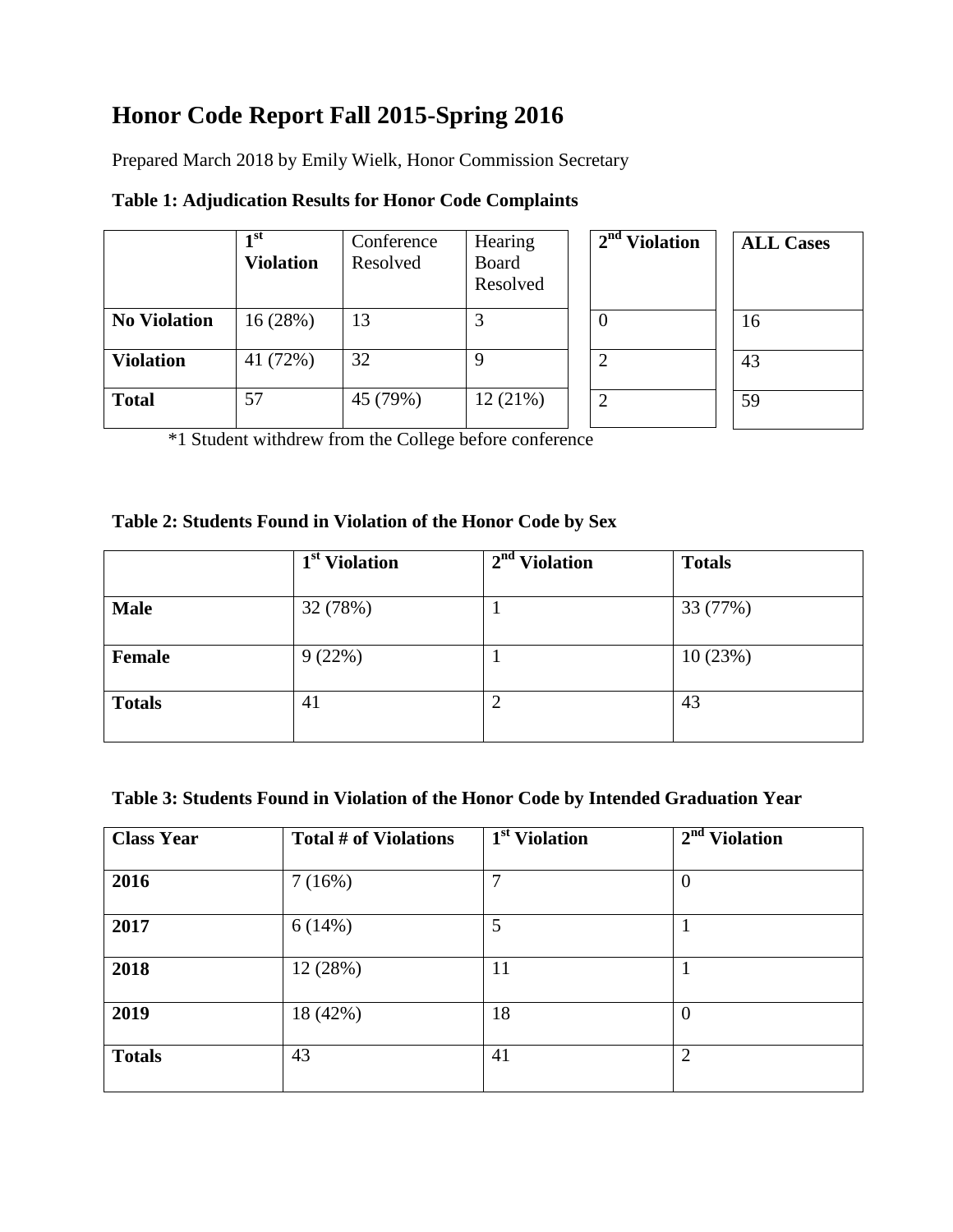# Honor Code Report Fall 2015-Spring 2016

Prepared March 2018 by Emily Wielk, Honor Commission Secretary

**Table 1: Adjudication Results for Honor Code Complaints**

| | 1st Violation | Conference Resolved | Hearing Board Resolved | 2nd Violation | ALL Cases |
|---|---|---|---|---|---|
| **No Violation** | 16 (28%) | 13 | 3 | 0 | 16 |
| **Violation** | 41 (72%) | 32 | 9 | 2 | 43 |
| **Total** | 57 | 45 (79%) | 12 (21%) | 2 | 59 |

*1 Student withdrew from the College before conference

**Table 2: Students Found in Violation of the Honor Code by Sex**

| | 1st Violation | 2nd Violation | Totals |
|---|---|---|---|
| **Male** | 32 (78%) | 1 | 33 (77%) |
| **Female** | 9 (22%) | 1 | 10 (23%) |
| **Totals** | 41 | 2 | 43 |

**Table 3: Students Found in Violation of the Honor Code by Intended Graduation Year**

| Class Year | Total # of Violations | 1st Violation | 2nd Violation |
|---|---|---|---|
| **2016** | 7 (16%) | 7 | 0 |
| **2017** | 6 (14%) | 5 | 1 |
| **2018** | 12 (28%) | 11 | 1 |
| **2019** | 18 (42%) | 18 | 0 |
| **Totals** | 43 | 41 | 2 |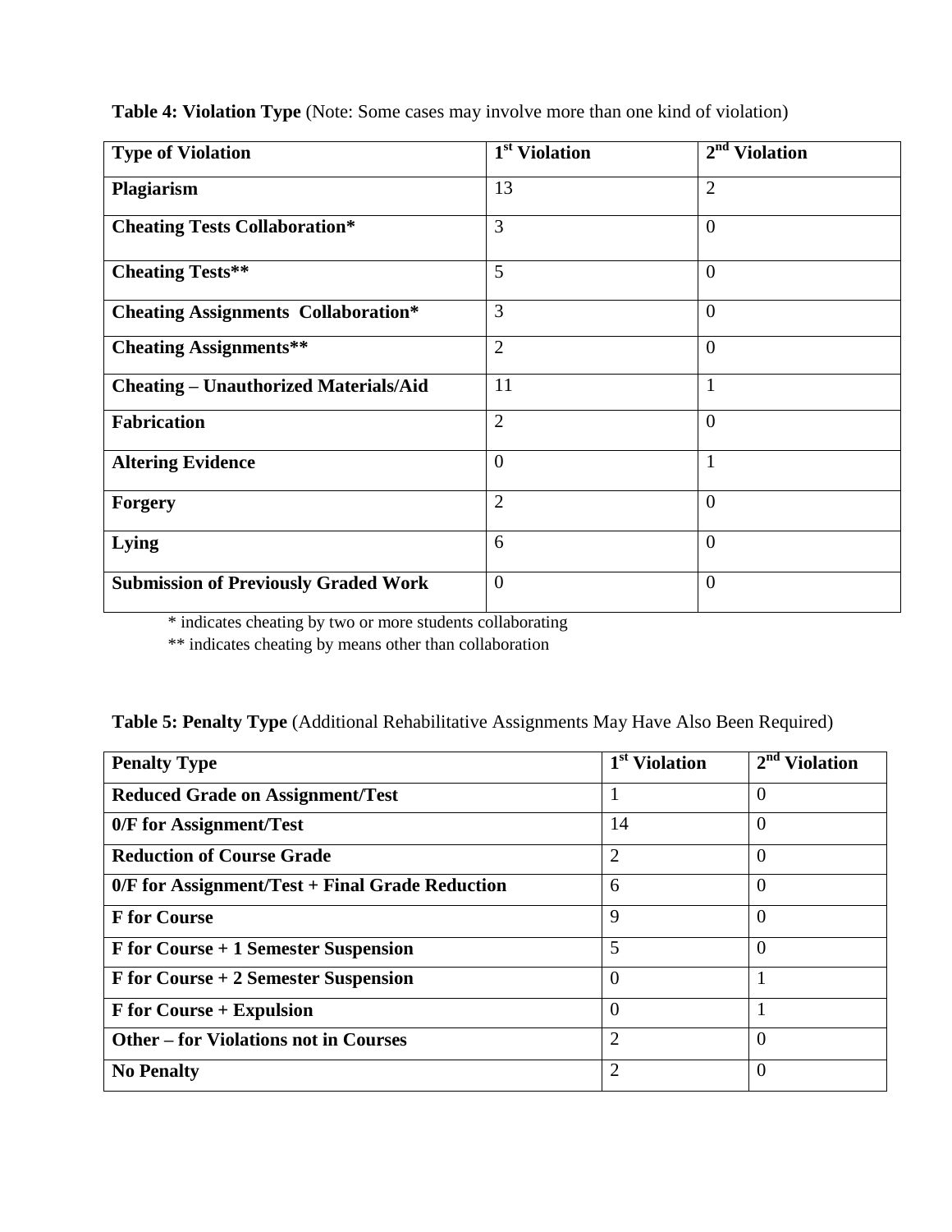**Table 4: Violation Type** (Note: Some cases may involve more than one kind of violation)

| Type of Violation | 1st Violation | 2nd Violation |
|---|---|---|
| **Plagiarism** | 13 | 2 |
| **Cheating Tests Collaboration*** | 3 | 0 |
| **Cheating Tests**** | 5 | 0 |
| **Cheating Assignments Collaboration*** | 3 | 0 |
| **Cheating Assignments**** | 2 | 0 |
| **Cheating – Unauthorized Materials/Aid** | 11 | 1 |
| **Fabrication** | 2 | 0 |
| **Altering Evidence** | 0 | 1 |
| **Forgery** | 2 | 0 |
| **Lying** | 6 | 0 |
| **Submission of Previously Graded Work** | 0 | 0 |

* indicates cheating by two or more students collaborating

** indicates cheating by means other than collaboration

**Table 5: Penalty Type** (Additional Rehabilitative Assignments May Have Also Been Required)

| Penalty Type | 1st Violation | 2nd Violation |
|---|---|---|
| **Reduced Grade on Assignment/Test** | 1 | 0 |
| **0/F for Assignment/Test** | 14 | 0 |
| **Reduction of Course Grade** | 2 | 0 |
| **0/F for Assignment/Test + Final Grade Reduction** | 6 | 0 |
| **F for Course** | 9 | 0 |
| **F for Course + 1 Semester Suspension** | 5 | 0 |
| **F for Course + 2 Semester Suspension** | 0 | 1 |
| **F for Course + Expulsion** | 0 | 1 |
| **Other – for Violations not in Courses** | 2 | 0 |
| **No Penalty** | 2 | 0 |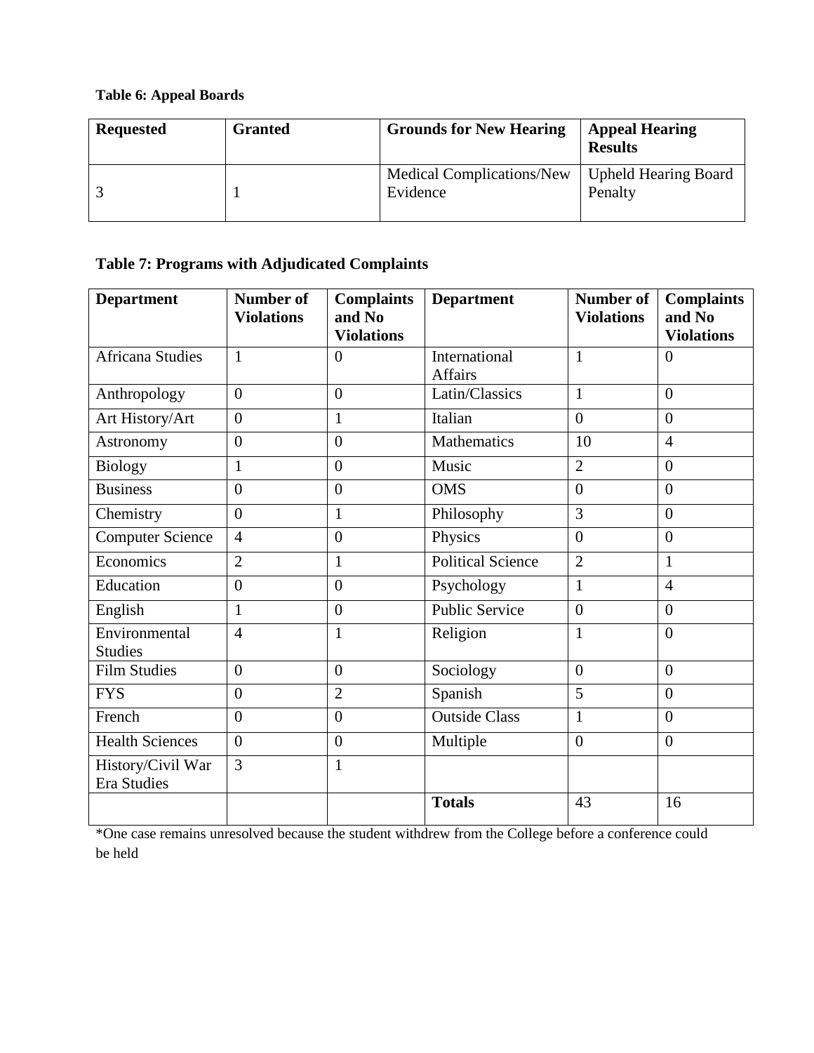**Table 6: Appeal Boards**

| Requested | Granted | Grounds for New Hearing | Appeal Hearing Results |
| --- | --- | --- | --- |
| 3 | 1 | Medical Complications/New Evidence | Upheld Hearing Board Penalty |

**Table 7: Programs with Adjudicated Complaints**

| Department | Number of Violations | Complaints and No Violations | Department | Number of Violations | Complaints and No Violations |
| --- | --- | --- | --- | --- | --- |
| Africana Studies | 1 | 0 | International Affairs | 1 | 0 |
| Anthropology | 0 | 0 | Latin/Classics | 1 | 0 |
| Art History/Art | 0 | 1 | Italian | 0 | 0 |
| Astronomy | 0 | 0 | Mathematics | 10 | 4 |
| Biology | 1 | 0 | Music | 2 | 0 |
| Business | 0 | 0 | OMS | 0 | 0 |
| Chemistry | 0 | 1 | Philosophy | 3 | 0 |
| Computer Science | 4 | 0 | Physics | 0 | 0 |
| Economics | 2 | 1 | Political Science | 2 | 1 |
| Education | 0 | 0 | Psychology | 1 | 4 |
| English | 1 | 0 | Public Service | 0 | 0 |
| Environmental Studies | 4 | 1 | Religion | 1 | 0 |
| Film Studies | 0 | 0 | Sociology | 0 | 0 |
| FYS | 0 | 2 | Spanish | 5 | 0 |
| French | 0 | 0 | Outside Class | 1 | 0 |
| Health Sciences | 0 | 0 | Multiple | 0 | 0 |
| History/Civil War Era Studies | 3 | 1 | | | |
| | | | **Totals** | 43 | 16 |

*One case remains unresolved because the student withdrew from the College before a conference could be held